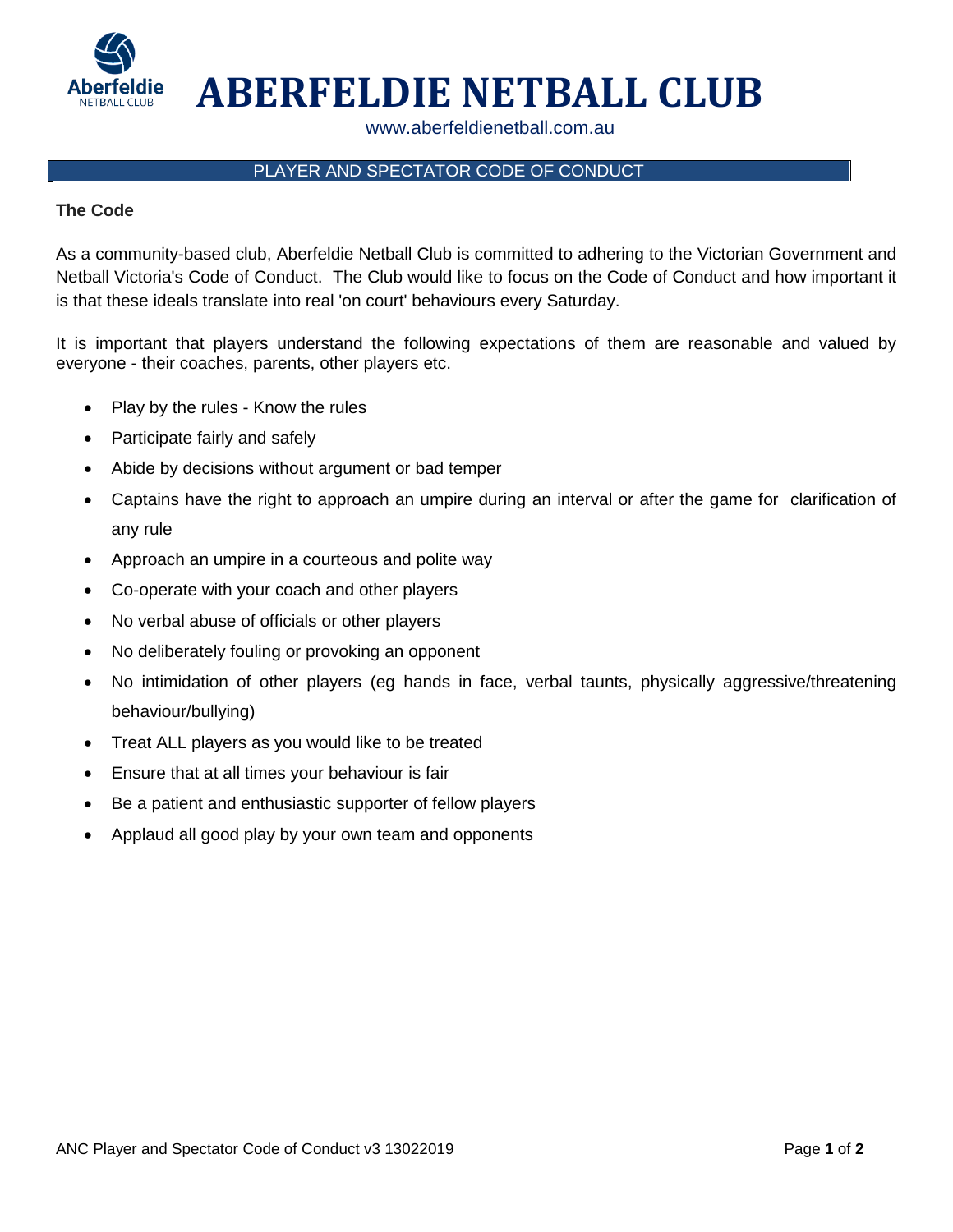# ABERFELDIE NETBALL CLUB

www.aberfeldienetball.com.au

## PLAYER AND SPECTATOR CODE OF CONDUCT

**The Code**

As a community-based club, Aberfeldie Netball Club is committed to adhering to the Victorian Government and Netball Victoria's Code of Conduct. The Club would like to focus on the Code of Conduct and how important it is that these ideals translate into real 'on court' behaviours every Saturday.

It is important that players understand the following expectations of them are reasonable and valued by everyone - their coaches, parents, other players etc.

- Play by the rules - Know the rules
- Participate fairly and safely
- Abide by decisions without argument or bad temper
- Captains have the right to approach an umpire during an interval or after the game for clarification of any rule
- Approach an umpire in a courteous and polite way
- Co-operate with your coach and other players
- No verbal abuse of officials or other players
- No deliberately fouling or provoking an opponent
- No intimidation of other players (eg hands in face, verbal taunts, physically aggressive/threatening behaviour/bullying)
- Treat ALL players as you would like to be treated
- Ensure that at all times your behaviour is fair
- Be a patient and enthusiastic supporter of fellow players
- Applaud all good play by your own team and opponents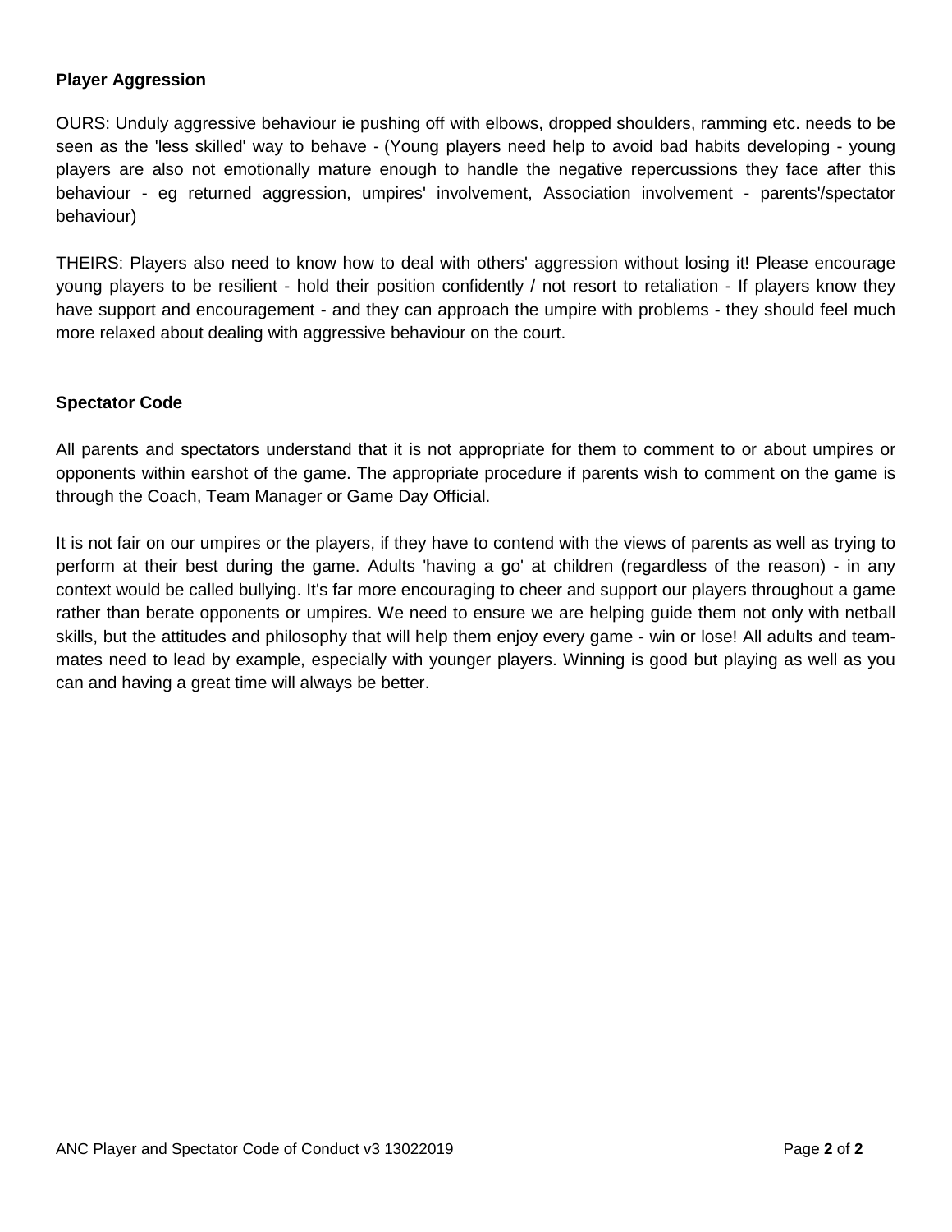**Player Aggression**

OURS: Unduly aggressive behaviour ie pushing off with elbows, dropped shoulders, ramming etc. needs to be seen as the 'less skilled' way to behave - (Young players need help to avoid bad habits developing - young players are also not emotionally mature enough to handle the negative repercussions they face after this behaviour - eg returned aggression, umpires' involvement, Association involvement - parents'/spectator behaviour)

THEIRS: Players also need to know how to deal with others' aggression without losing it! Please encourage young players to be resilient - hold their position confidently / not resort to retaliation - If players know they have support and encouragement - and they can approach the umpire with problems - they should feel much more relaxed about dealing with aggressive behaviour on the court.

**Spectator Code**

All parents and spectators understand that it is not appropriate for them to comment to or about umpires or opponents within earshot of the game. The appropriate procedure if parents wish to comment on the game is through the Coach, Team Manager or Game Day Official.

It is not fair on our umpires or the players, if they have to contend with the views of parents as well as trying to perform at their best during the game. Adults 'having a go' at children (regardless of the reason) - in any context would be called bullying. It's far more encouraging to cheer and support our players throughout a game rather than berate opponents or umpires. We need to ensure we are helping guide them not only with netball skills, but the attitudes and philosophy that will help them enjoy every game - win or lose! All adults and team-mates need to lead by example, especially with younger players. Winning is good but playing as well as you can and having a great time will always be better.